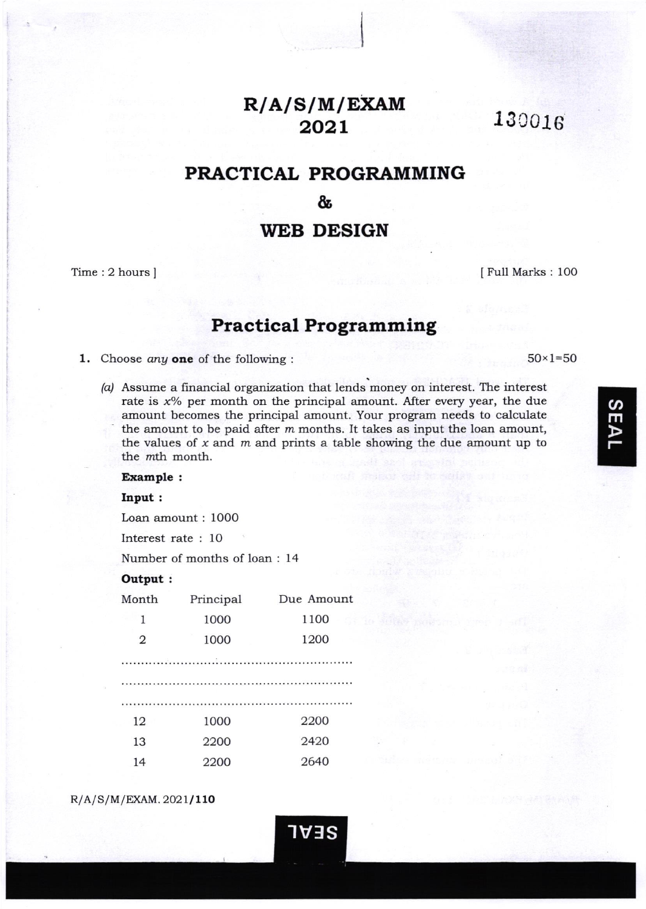# R/A/S/M/EXAM 2021

130016

## PRACTICAL PROGRAMMING

## &

## WEB DESIGN

Time : 2 hours ] [ Full Marks : 100

## Practical Programming

1. Choose *any* **one** of the following : 50×1=50

(a) Assume a financial organization that lends money on interest. The interest rate is $x$% per month on the principal amount. After every year, the due amount becomes the principal amount. Your program needs to calculate the amount to be paid after $m$ months. It takes as input the loan amount, the values of $x$ and $m$ and prints a table showing the due amount up to the $m$th month.

**Example :**

**Input :**

Loan amount : 1000

Interest rate : 10

Number of months of loan : 14

**Output :**

| Month | Principal | Due Amount |
|---|---|---|
| 1 | 1000 | 1100 |
| 2 | 1000 | 1200 |
| ............ | ............ | ............ |
| ............ | ............ | ............ |
| ............ | ............ | ............ |
| 12 | 1000 | 2200 |
| 13 | 2200 | 2420 |
| 14 | 2200 | 2640 |

R/A/S/M/EXAM. 2021/**110**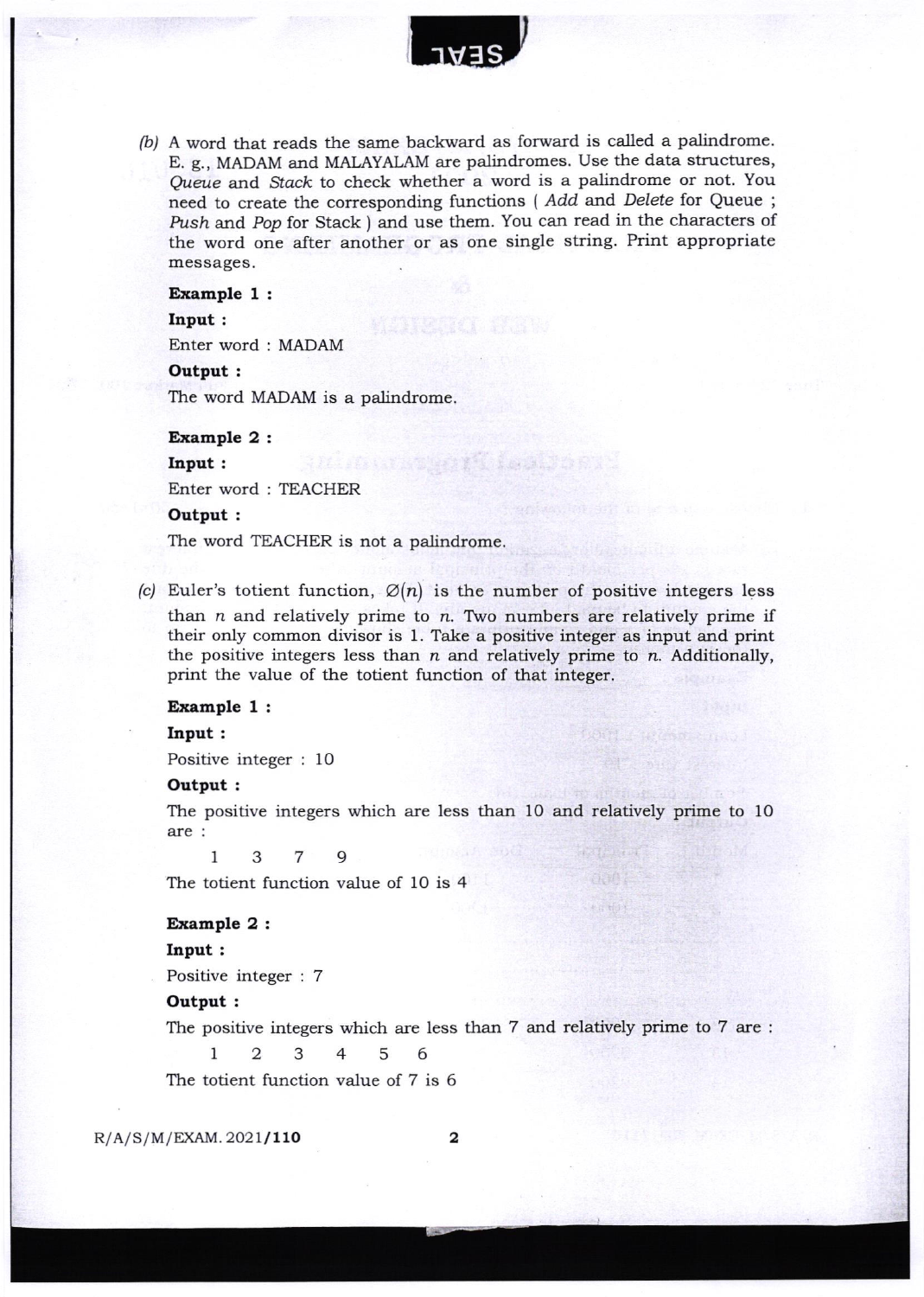(b) A word that reads the same backward as forward is called a palindrome. E. g., MADAM and MALAYALAM are palindromes. Use the data structures, *Queue* and *Stack* to check whether a word is a palindrome or not. You need to create the corresponding functions ( *Add* and *Delete* for Queue ; *Push* and *Pop* for Stack ) and use them. You can read in the characters of the word one after another or as one single string. Print appropriate messages.

**Example 1 :**

**Input :**

Enter word : MADAM

**Output :**

The word MADAM is a palindrome.

**Example 2 :**

**Input :**

Enter word : TEACHER

**Output :**

The word TEACHER is not a palindrome.

(c) Euler's totient function, $\emptyset(n)$ is the number of positive integers less than $n$ and relatively prime to $n$. Two numbers are relatively prime if their only common divisor is 1. Take a positive integer as input and print the positive integers less than $n$ and relatively prime to $n$. Additionally, print the value of the totient function of that integer.

**Example 1 :**

**Input :**

Positive integer : 10

**Output :**

The positive integers which are less than 10 and relatively prime to 10 are :

1 3 7 9

The totient function value of 10 is 4

**Example 2 :**

**Input :**

Positive integer : 7

**Output :**

The positive integers which are less than 7 and relatively prime to 7 are :

1 2 3 4 5 6

The totient function value of 7 is 6

R/A/S/M/EXAM. 2021/**110**